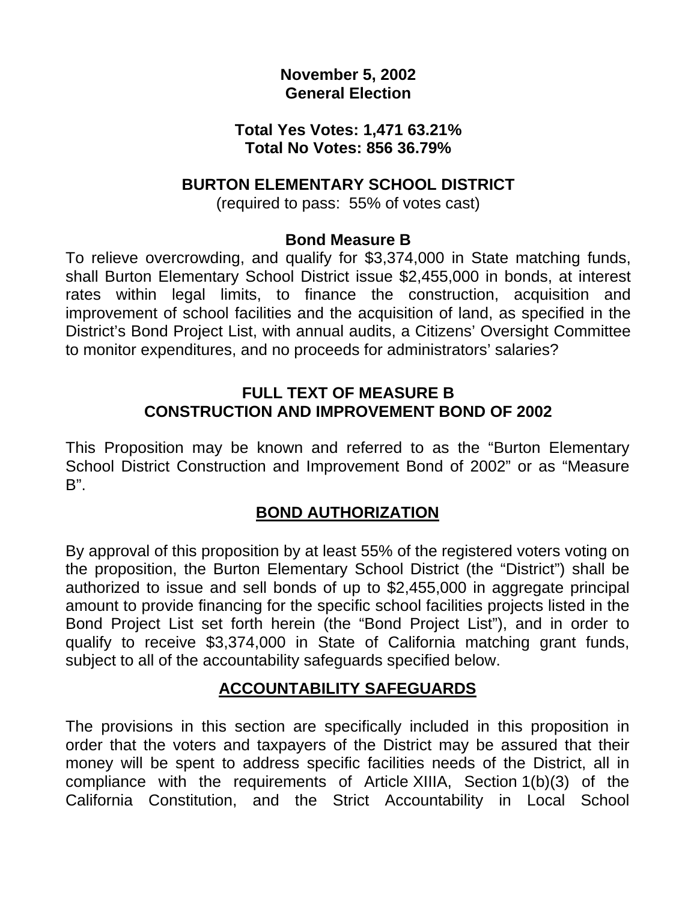**November 5, 2002**
**General Election**

**Total Yes Votes: 1,471 63.21%**
**Total No Votes: 856 36.79%**

## BURTON ELEMENTARY SCHOOL DISTRICT

(required to pass: 55% of votes cast)

### Bond Measure B

To relieve overcrowding, and qualify for $3,374,000 in State matching funds, shall Burton Elementary School District issue $2,455,000 in bonds, at interest rates within legal limits, to finance the construction, acquisition and improvement of school facilities and the acquisition of land, as specified in the District's Bond Project List, with annual audits, a Citizens' Oversight Committee to monitor expenditures, and no proceeds for administrators' salaries?

## FULL TEXT OF MEASURE B
## CONSTRUCTION AND IMPROVEMENT BOND OF 2002

This Proposition may be known and referred to as the "Burton Elementary School District Construction and Improvement Bond of 2002" or as "Measure B".

### BOND AUTHORIZATION

By approval of this proposition by at least 55% of the registered voters voting on the proposition, the Burton Elementary School District (the "District") shall be authorized to issue and sell bonds of up to $2,455,000 in aggregate principal amount to provide financing for the specific school facilities projects listed in the Bond Project List set forth herein (the "Bond Project List"), and in order to qualify to receive $3,374,000 in State of California matching grant funds, subject to all of the accountability safeguards specified below.

### ACCOUNTABILITY SAFEGUARDS

The provisions in this section are specifically included in this proposition in order that the voters and taxpayers of the District may be assured that their money will be spent to address specific facilities needs of the District, all in compliance with the requirements of Article XIIIA, Section 1(b)(3) of the California Constitution, and the Strict Accountability in Local School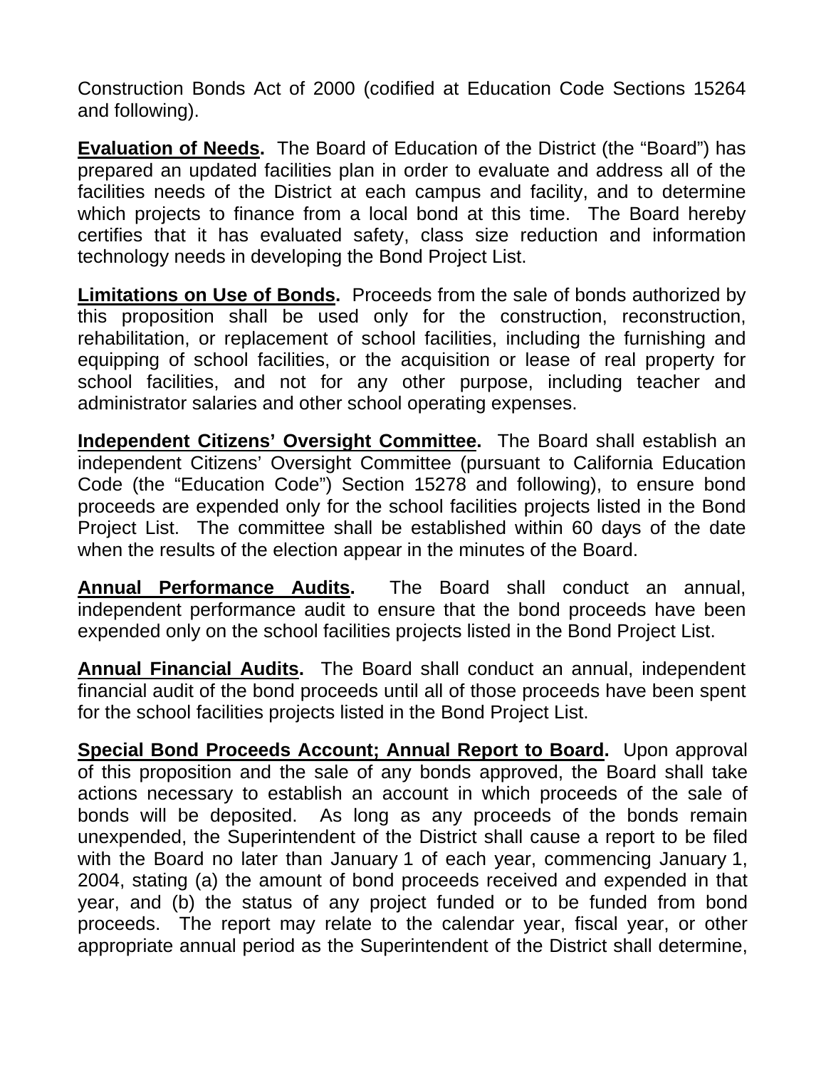Construction Bonds Act of 2000 (codified at Education Code Sections 15264 and following).

**Evaluation of Needs.** The Board of Education of the District (the "Board") has prepared an updated facilities plan in order to evaluate and address all of the facilities needs of the District at each campus and facility, and to determine which projects to finance from a local bond at this time. The Board hereby certifies that it has evaluated safety, class size reduction and information technology needs in developing the Bond Project List.

**Limitations on Use of Bonds.** Proceeds from the sale of bonds authorized by this proposition shall be used only for the construction, reconstruction, rehabilitation, or replacement of school facilities, including the furnishing and equipping of school facilities, or the acquisition or lease of real property for school facilities, and not for any other purpose, including teacher and administrator salaries and other school operating expenses.

**Independent Citizens' Oversight Committee.** The Board shall establish an independent Citizens' Oversight Committee (pursuant to California Education Code (the "Education Code") Section 15278 and following), to ensure bond proceeds are expended only for the school facilities projects listed in the Bond Project List. The committee shall be established within 60 days of the date when the results of the election appear in the minutes of the Board.

**Annual Performance Audits.** The Board shall conduct an annual, independent performance audit to ensure that the bond proceeds have been expended only on the school facilities projects listed in the Bond Project List.

**Annual Financial Audits.** The Board shall conduct an annual, independent financial audit of the bond proceeds until all of those proceeds have been spent for the school facilities projects listed in the Bond Project List.

**Special Bond Proceeds Account; Annual Report to Board.** Upon approval of this proposition and the sale of any bonds approved, the Board shall take actions necessary to establish an account in which proceeds of the sale of bonds will be deposited. As long as any proceeds of the bonds remain unexpended, the Superintendent of the District shall cause a report to be filed with the Board no later than January 1 of each year, commencing January 1, 2004, stating (a) the amount of bond proceeds received and expended in that year, and (b) the status of any project funded or to be funded from bond proceeds. The report may relate to the calendar year, fiscal year, or other appropriate annual period as the Superintendent of the District shall determine,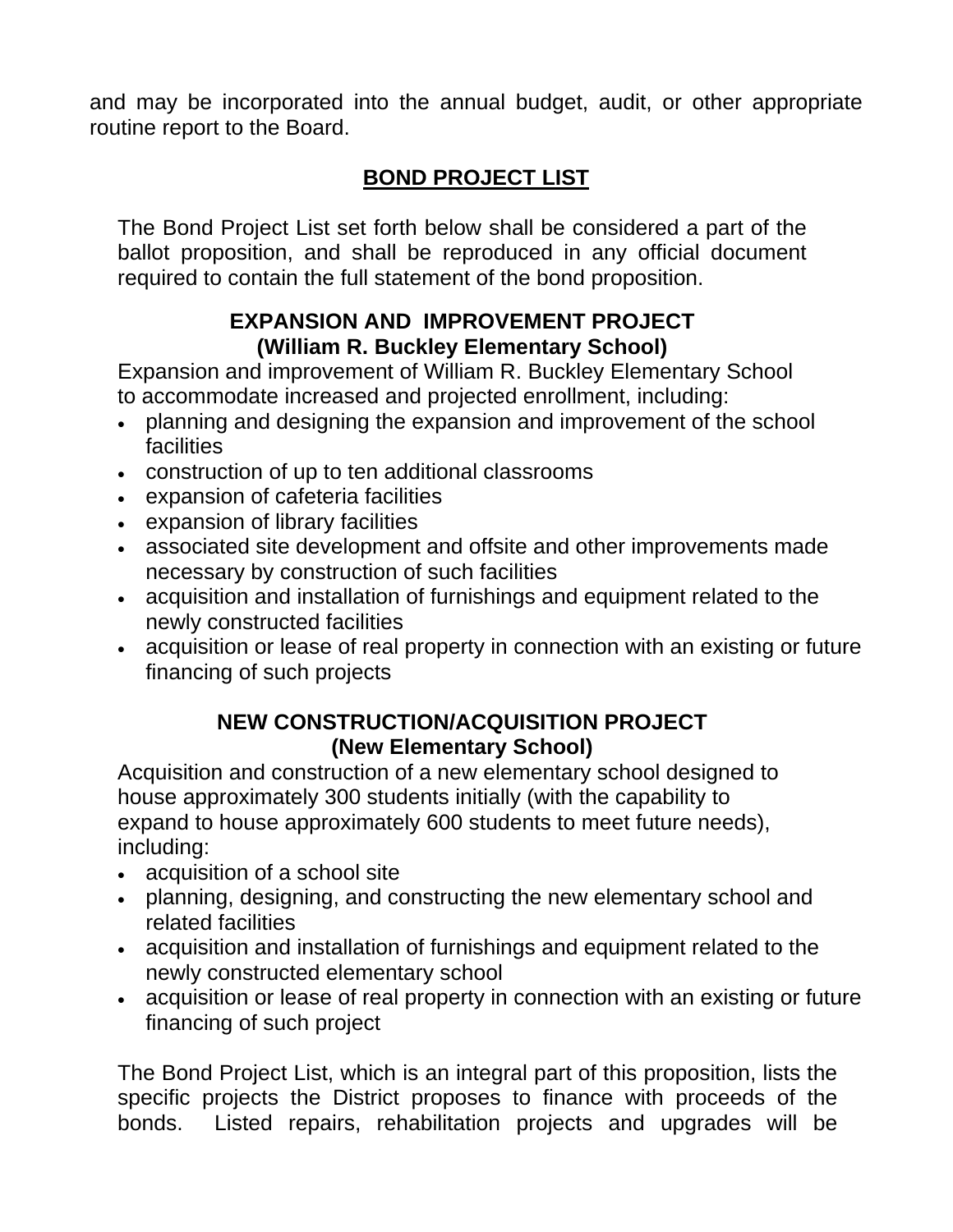and may be incorporated into the annual budget, audit, or other appropriate routine report to the Board.

## BOND PROJECT LIST

The Bond Project List set forth below shall be considered a part of the ballot proposition, and shall be reproduced in any official document required to contain the full statement of the bond proposition.

### EXPANSION AND IMPROVEMENT PROJECT (William R. Buckley Elementary School)

Expansion and improvement of William R. Buckley Elementary School to accommodate increased and projected enrollment, including:

- planning and designing the expansion and improvement of the school facilities
- construction of up to ten additional classrooms
- expansion of cafeteria facilities
- expansion of library facilities
- associated site development and offsite and other improvements made necessary by construction of such facilities
- acquisition and installation of furnishings and equipment related to the newly constructed facilities
- acquisition or lease of real property in connection with an existing or future financing of such projects

### NEW CONSTRUCTION/ACQUISITION PROJECT (New Elementary School)

Acquisition and construction of a new elementary school designed to house approximately 300 students initially (with the capability to expand to house approximately 600 students to meet future needs), including:

- acquisition of a school site
- planning, designing, and constructing the new elementary school and related facilities
- acquisition and installation of furnishings and equipment related to the newly constructed elementary school
- acquisition or lease of real property in connection with an existing or future financing of such project

The Bond Project List, which is an integral part of this proposition, lists the specific projects the District proposes to finance with proceeds of the bonds. Listed repairs, rehabilitation projects and upgrades will be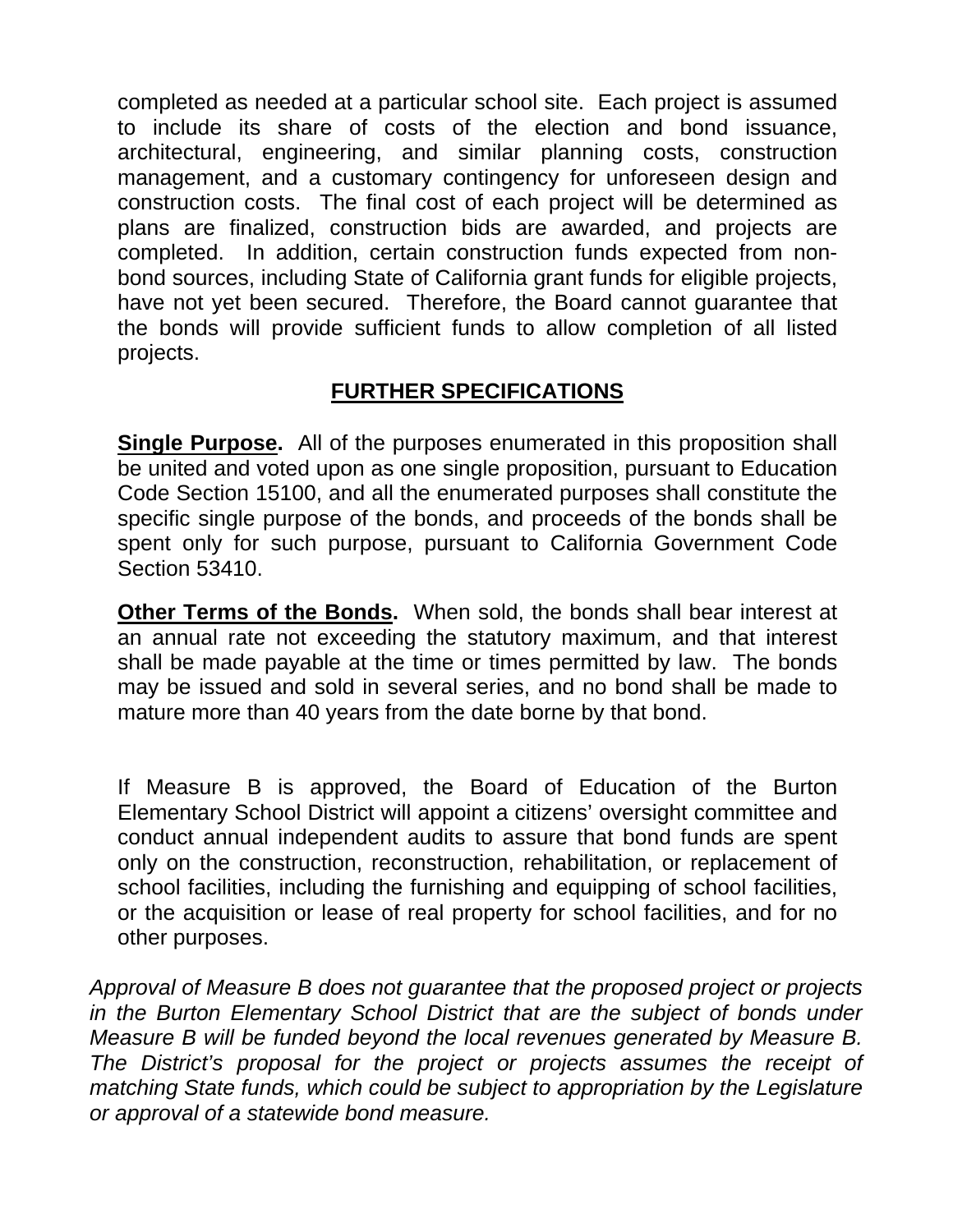completed as needed at a particular school site. Each project is assumed to include its share of costs of the election and bond issuance, architectural, engineering, and similar planning costs, construction management, and a customary contingency for unforeseen design and construction costs. The final cost of each project will be determined as plans are finalized, construction bids are awarded, and projects are completed. In addition, certain construction funds expected from non-bond sources, including State of California grant funds for eligible projects, have not yet been secured. Therefore, the Board cannot guarantee that the bonds will provide sufficient funds to allow completion of all listed projects.

## FURTHER SPECIFICATIONS

**Single Purpose.** All of the purposes enumerated in this proposition shall be united and voted upon as one single proposition, pursuant to Education Code Section 15100, and all the enumerated purposes shall constitute the specific single purpose of the bonds, and proceeds of the bonds shall be spent only for such purpose, pursuant to California Government Code Section 53410.

**Other Terms of the Bonds.** When sold, the bonds shall bear interest at an annual rate not exceeding the statutory maximum, and that interest shall be made payable at the time or times permitted by law. The bonds may be issued and sold in several series, and no bond shall be made to mature more than 40 years from the date borne by that bond.

If Measure B is approved, the Board of Education of the Burton Elementary School District will appoint a citizens' oversight committee and conduct annual independent audits to assure that bond funds are spent only on the construction, reconstruction, rehabilitation, or replacement of school facilities, including the furnishing and equipping of school facilities, or the acquisition or lease of real property for school facilities, and for no other purposes.

*Approval of Measure B does not guarantee that the proposed project or projects in the Burton Elementary School District that are the subject of bonds under Measure B will be funded beyond the local revenues generated by Measure B. The District's proposal for the project or projects assumes the receipt of matching State funds, which could be subject to appropriation by the Legislature or approval of a statewide bond measure.*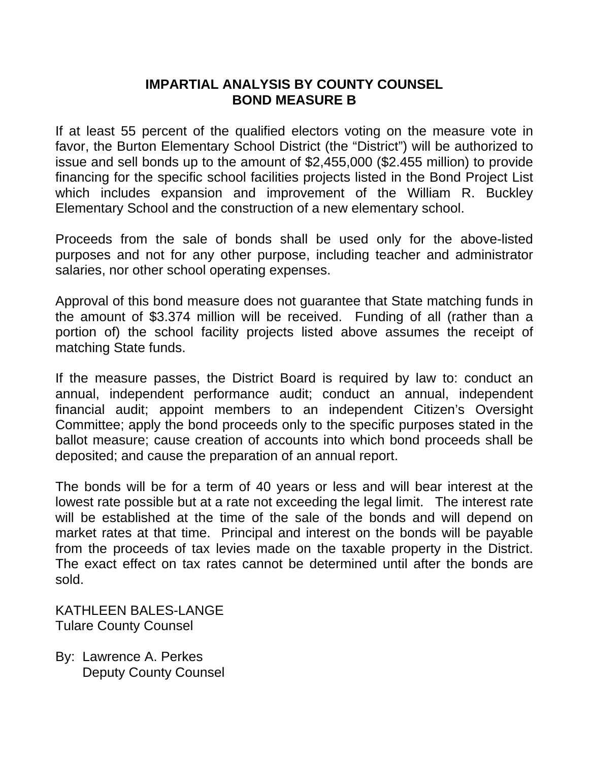# IMPARTIAL ANALYSIS BY COUNTY COUNSEL
## BOND MEASURE B

If at least 55 percent of the qualified electors voting on the measure vote in favor, the Burton Elementary School District (the "District") will be authorized to issue and sell bonds up to the amount of $2,455,000 ($2.455 million) to provide financing for the specific school facilities projects listed in the Bond Project List which includes expansion and improvement of the William R. Buckley Elementary School and the construction of a new elementary school.

Proceeds from the sale of bonds shall be used only for the above-listed purposes and not for any other purpose, including teacher and administrator salaries, nor other school operating expenses.

Approval of this bond measure does not guarantee that State matching funds in the amount of $3.374 million will be received. Funding of all (rather than a portion of) the school facility projects listed above assumes the receipt of matching State funds.

If the measure passes, the District Board is required by law to: conduct an annual, independent performance audit; conduct an annual, independent financial audit; appoint members to an independent Citizen's Oversight Committee; apply the bond proceeds only to the specific purposes stated in the ballot measure; cause creation of accounts into which bond proceeds shall be deposited; and cause the preparation of an annual report.

The bonds will be for a term of 40 years or less and will bear interest at the lowest rate possible but at a rate not exceeding the legal limit. The interest rate will be established at the time of the sale of the bonds and will depend on market rates at that time. Principal and interest on the bonds will be payable from the proceeds of tax levies made on the taxable property in the District. The exact effect on tax rates cannot be determined until after the bonds are sold.

KATHLEEN BALES-LANGE
Tulare County Counsel

By: Lawrence A. Perkes
Deputy County Counsel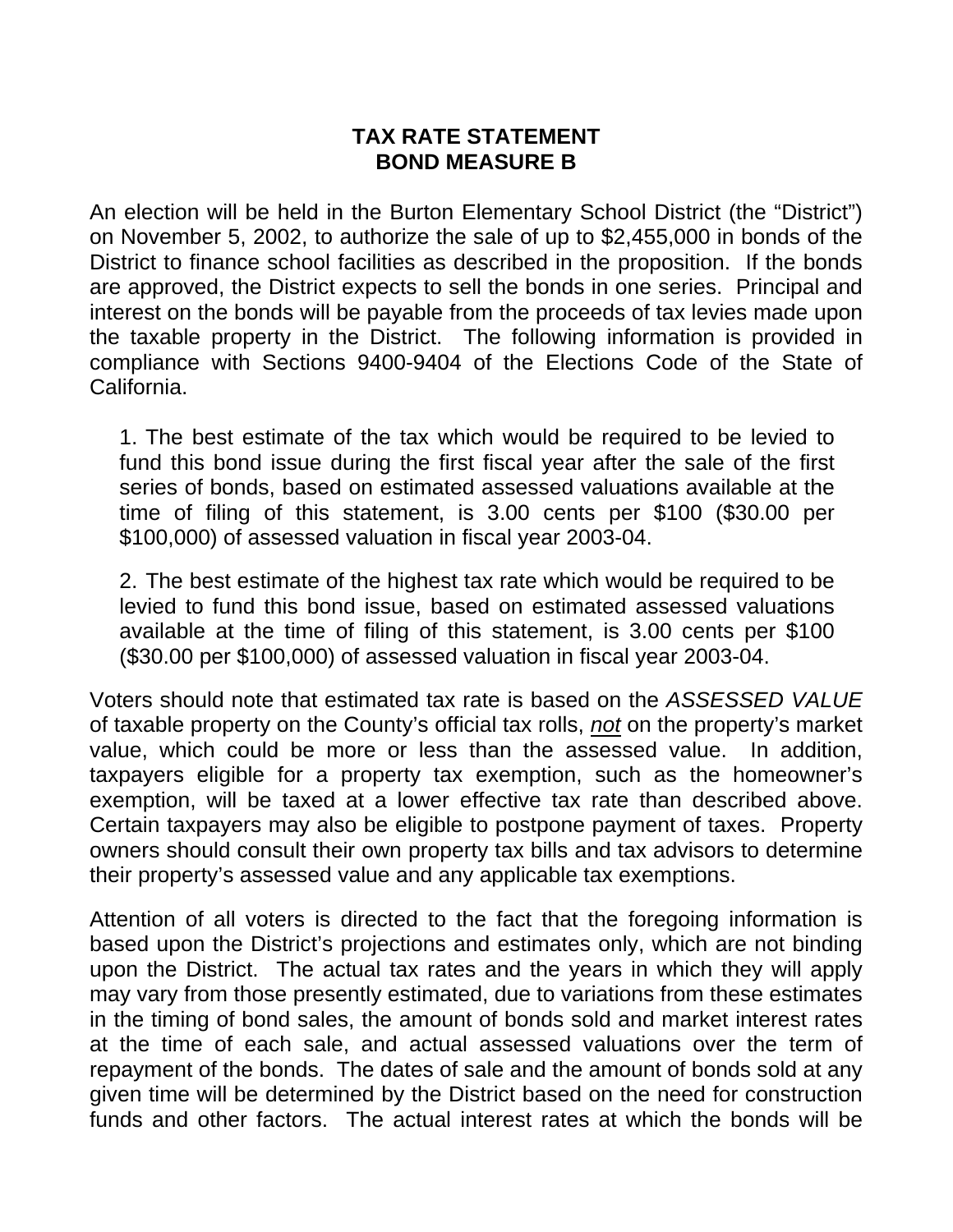# TAX RATE STATEMENT
# BOND MEASURE B

An election will be held in the Burton Elementary School District (the "District") on November 5, 2002, to authorize the sale of up to $2,455,000 in bonds of the District to finance school facilities as described in the proposition. If the bonds are approved, the District expects to sell the bonds in one series. Principal and interest on the bonds will be payable from the proceeds of tax levies made upon the taxable property in the District. The following information is provided in compliance with Sections 9400-9404 of the Elections Code of the State of California.

1. The best estimate of the tax which would be required to be levied to fund this bond issue during the first fiscal year after the sale of the first series of bonds, based on estimated assessed valuations available at the time of filing of this statement, is 3.00 cents per $100 ($30.00 per $100,000) of assessed valuation in fiscal year 2003-04.

2. The best estimate of the highest tax rate which would be required to be levied to fund this bond issue, based on estimated assessed valuations available at the time of filing of this statement, is 3.00 cents per $100 ($30.00 per $100,000) of assessed valuation in fiscal year 2003-04.

Voters should note that estimated tax rate is based on the *ASSESSED VALUE* of taxable property on the County's official tax rolls, *not* on the property's market value, which could be more or less than the assessed value. In addition, taxpayers eligible for a property tax exemption, such as the homeowner's exemption, will be taxed at a lower effective tax rate than described above. Certain taxpayers may also be eligible to postpone payment of taxes. Property owners should consult their own property tax bills and tax advisors to determine their property's assessed value and any applicable tax exemptions.

Attention of all voters is directed to the fact that the foregoing information is based upon the District's projections and estimates only, which are not binding upon the District. The actual tax rates and the years in which they will apply may vary from those presently estimated, due to variations from these estimates in the timing of bond sales, the amount of bonds sold and market interest rates at the time of each sale, and actual assessed valuations over the term of repayment of the bonds. The dates of sale and the amount of bonds sold at any given time will be determined by the District based on the need for construction funds and other factors. The actual interest rates at which the bonds will be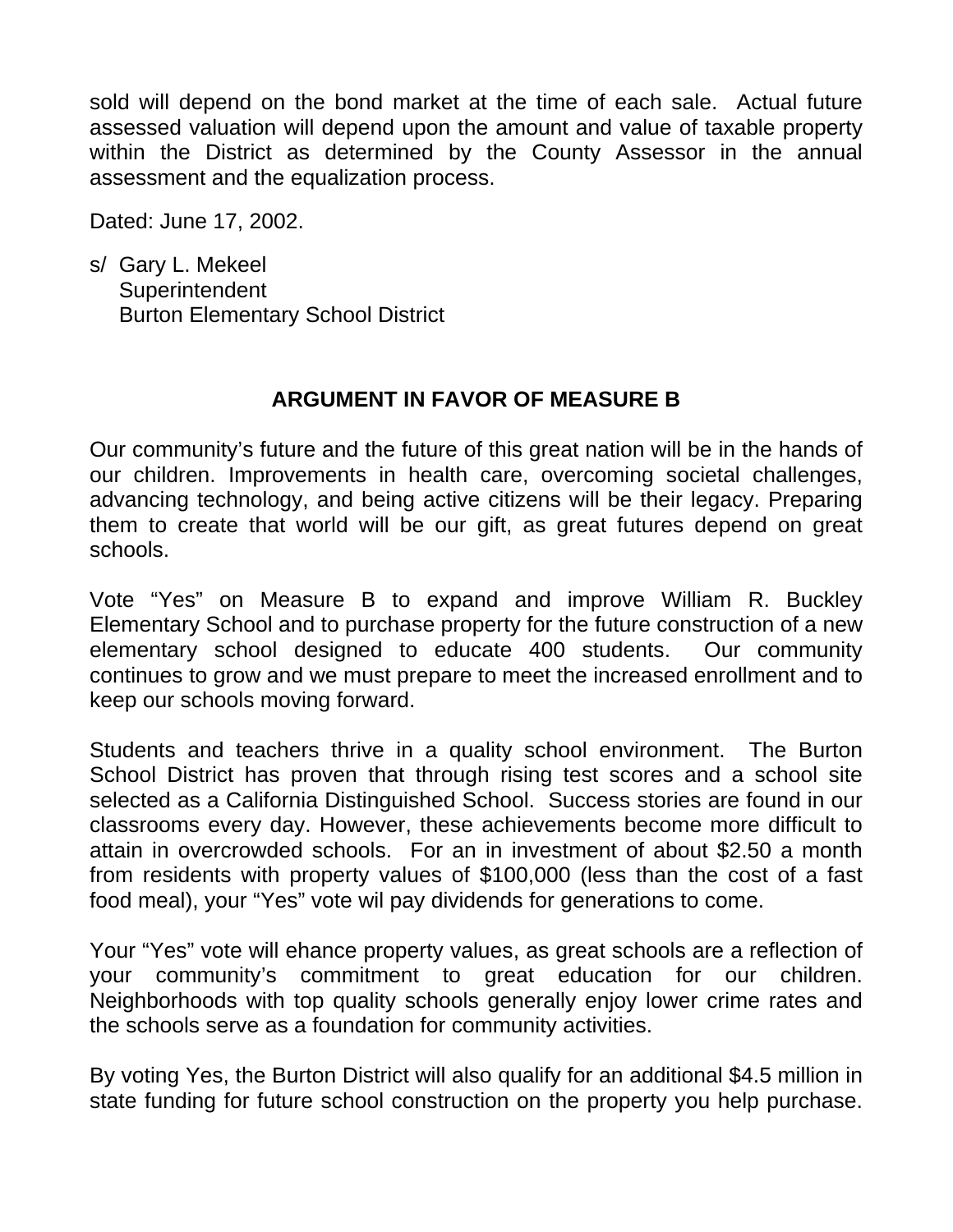sold will depend on the bond market at the time of each sale. Actual future assessed valuation will depend upon the amount and value of taxable property within the District as determined by the County Assessor in the annual assessment and the equalization process.

Dated: June 17, 2002.

s/ Gary L. Mekeel
Superintendent
Burton Elementary School District

## ARGUMENT IN FAVOR OF MEASURE B

Our community's future and the future of this great nation will be in the hands of our children. Improvements in health care, overcoming societal challenges, advancing technology, and being active citizens will be their legacy. Preparing them to create that world will be our gift, as great futures depend on great schools.

Vote "Yes" on Measure B to expand and improve William R. Buckley Elementary School and to purchase property for the future construction of a new elementary school designed to educate 400 students. Our community continues to grow and we must prepare to meet the increased enrollment and to keep our schools moving forward.

Students and teachers thrive in a quality school environment. The Burton School District has proven that through rising test scores and a school site selected as a California Distinguished School. Success stories are found in our classrooms every day. However, these achievements become more difficult to attain in overcrowded schools. For an in investment of about $2.50 a month from residents with property values of $100,000 (less than the cost of a fast food meal), your "Yes" vote wil pay dividends for generations to come.

Your "Yes" vote will ehance property values, as great schools are a reflection of your community's commitment to great education for our children. Neighborhoods with top quality schools generally enjoy lower crime rates and the schools serve as a foundation for community activities.

By voting Yes, the Burton District will also qualify for an additional $4.5 million in state funding for future school construction on the property you help purchase.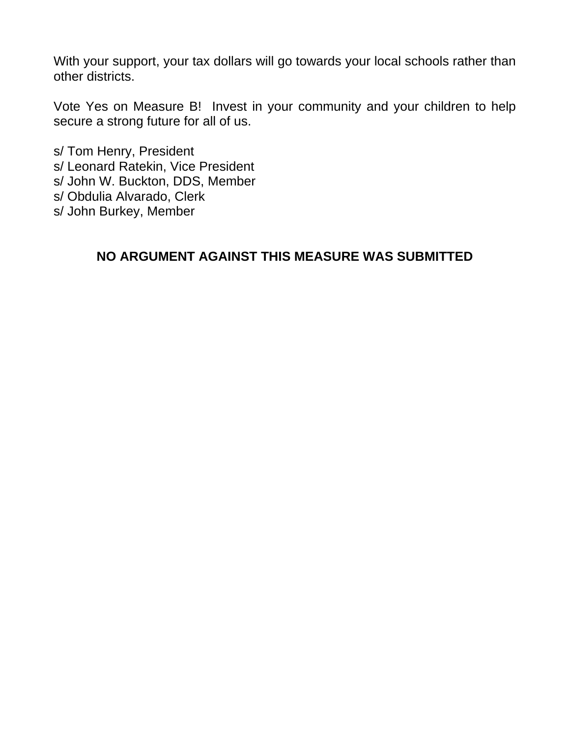With your support, your tax dollars will go towards your local schools rather than other districts.

Vote Yes on Measure B!  Invest in your community and your children to help secure a strong future for all of us.

s/ Tom Henry, President
s/ Leonard Ratekin, Vice President
s/ John W. Buckton, DDS, Member
s/ Obdulia Alvarado, Clerk
s/ John Burkey, Member

**NO ARGUMENT AGAINST THIS MEASURE WAS SUBMITTED**